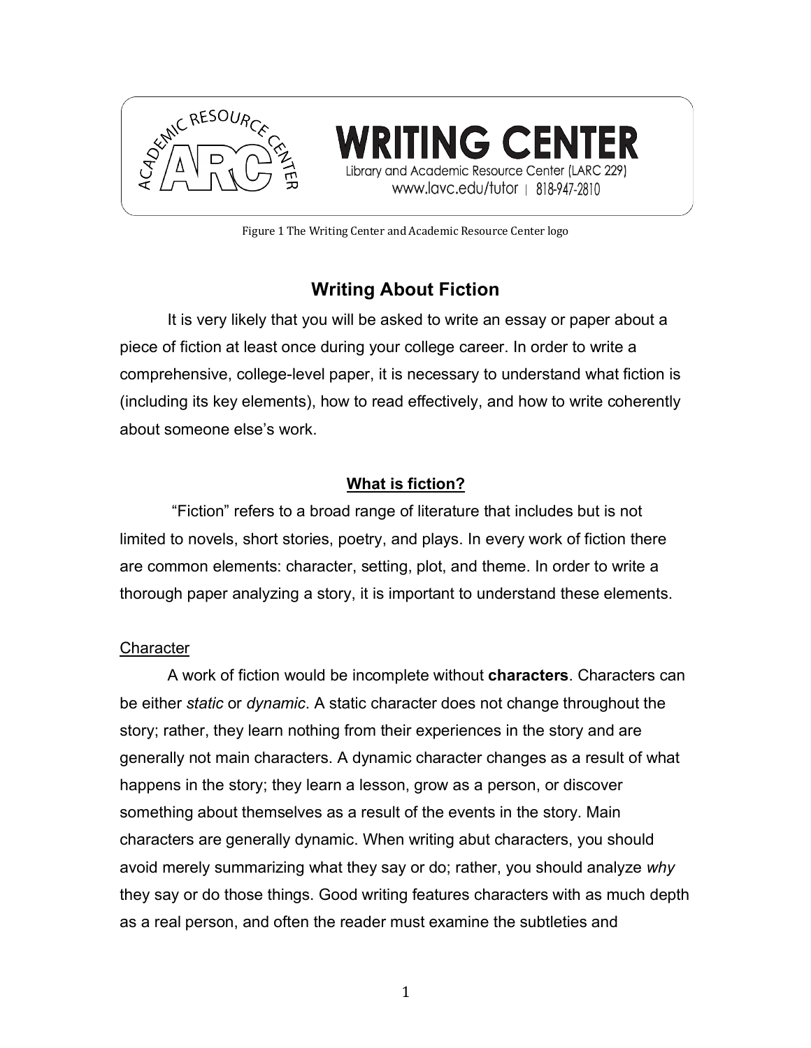WRITING CENTER
Library and Academic Resource Center (LARC 229)
www.lavc.edu/tutor | 818-947-2810

Figure 1 The Writing Center and Academic Resource Center logo

# Writing About Fiction

It is very likely that you will be asked to write an essay or paper about a piece of fiction at least once during your college career. In order to write a comprehensive, college-level paper, it is necessary to understand what fiction is (including its key elements), how to read effectively, and how to write coherently about someone else's work.

## What is fiction?

"Fiction" refers to a broad range of literature that includes but is not limited to novels, short stories, poetry, and plays. In every work of fiction there are common elements: character, setting, plot, and theme. In order to write a thorough paper analyzing a story, it is important to understand these elements.

### Character

A work of fiction would be incomplete without **characters**. Characters can be either *static* or *dynamic*. A static character does not change throughout the story; rather, they learn nothing from their experiences in the story and are generally not main characters. A dynamic character changes as a result of what happens in the story; they learn a lesson, grow as a person, or discover something about themselves as a result of the events in the story. Main characters are generally dynamic. When writing abut characters, you should avoid merely summarizing what they say or do; rather, you should analyze *why* they say or do those things. Good writing features characters with as much depth as a real person, and often the reader must examine the subtleties and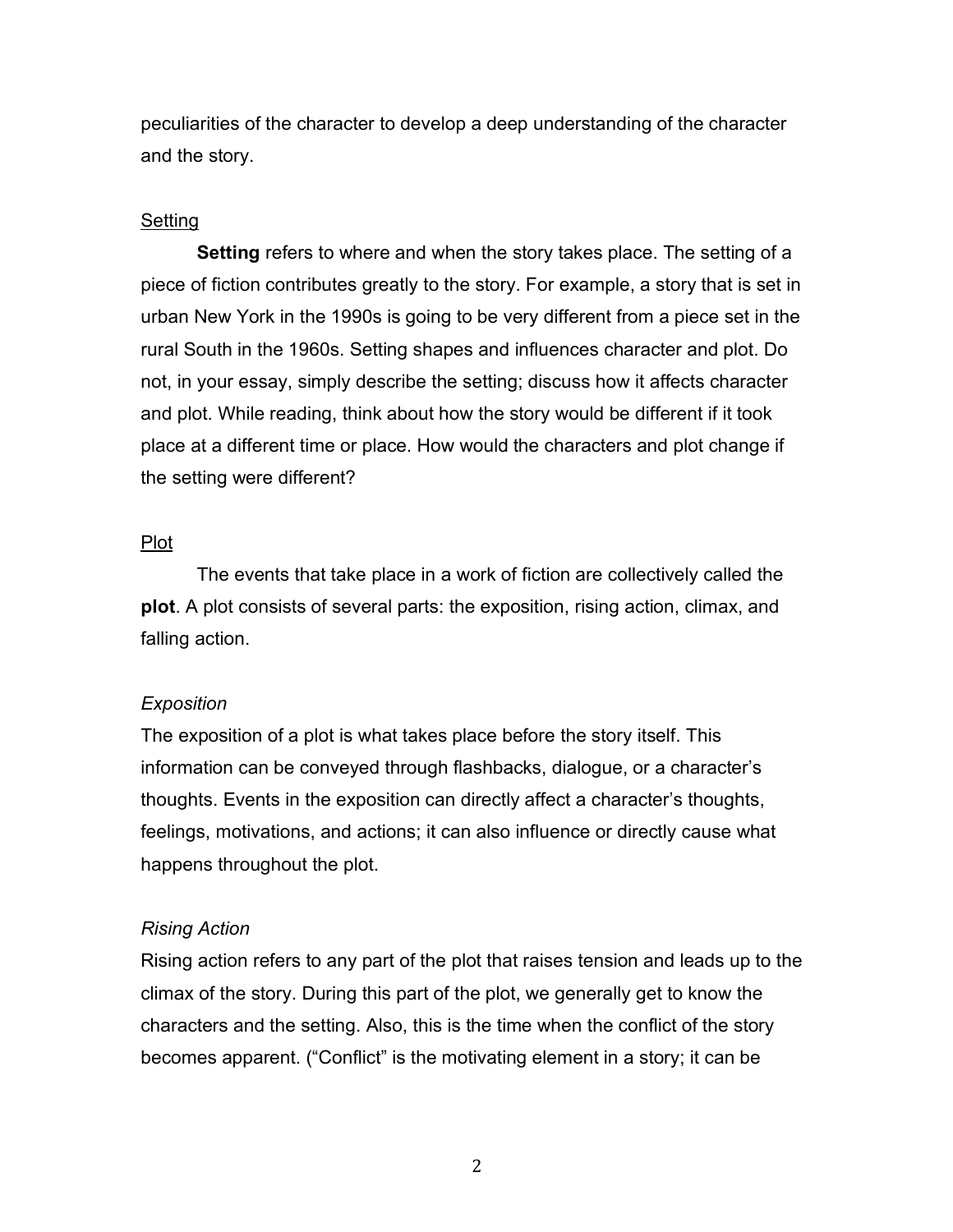peculiarities of the character to develop a deep understanding of the character and the story.

## Setting

**Setting** refers to where and when the story takes place. The setting of a piece of fiction contributes greatly to the story. For example, a story that is set in urban New York in the 1990s is going to be very different from a piece set in the rural South in the 1960s. Setting shapes and influences character and plot. Do not, in your essay, simply describe the setting; discuss how it affects character and plot. While reading, think about how the story would be different if it took place at a different time or place. How would the characters and plot change if the setting were different?

## Plot

The events that take place in a work of fiction are collectively called the **plot**. A plot consists of several parts: the exposition, rising action, climax, and falling action.

### *Exposition*

The exposition of a plot is what takes place before the story itself. This information can be conveyed through flashbacks, dialogue, or a character's thoughts. Events in the exposition can directly affect a character's thoughts, feelings, motivations, and actions; it can also influence or directly cause what happens throughout the plot.

### *Rising Action*

Rising action refers to any part of the plot that raises tension and leads up to the climax of the story. During this part of the plot, we generally get to know the characters and the setting. Also, this is the time when the conflict of the story becomes apparent. ("Conflict" is the motivating element in a story; it can be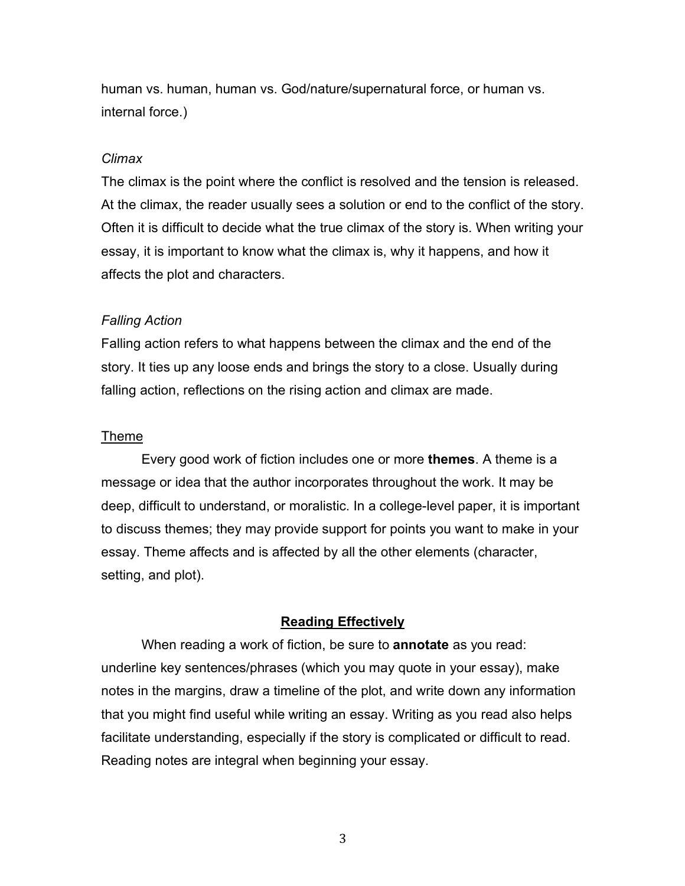human vs. human, human vs. God/nature/supernatural force, or human vs. internal force.)

*Climax*

The climax is the point where the conflict is resolved and the tension is released. At the climax, the reader usually sees a solution or end to the conflict of the story. Often it is difficult to decide what the true climax of the story is. When writing your essay, it is important to know what the climax is, why it happens, and how it affects the plot and characters.

*Falling Action*

Falling action refers to what happens between the climax and the end of the story. It ties up any loose ends and brings the story to a close. Usually during falling action, reflections on the rising action and climax are made.

<u>Theme</u>

Every good work of fiction includes one or more **themes**. A theme is a message or idea that the author incorporates throughout the work. It may be deep, difficult to understand, or moralistic. In a college-level paper, it is important to discuss themes; they may provide support for points you want to make in your essay. Theme affects and is affected by all the other elements (character, setting, and plot).

## Reading Effectively

When reading a work of fiction, be sure to **annotate** as you read: underline key sentences/phrases (which you may quote in your essay), make notes in the margins, draw a timeline of the plot, and write down any information that you might find useful while writing an essay. Writing as you read also helps facilitate understanding, especially if the story is complicated or difficult to read. Reading notes are integral when beginning your essay.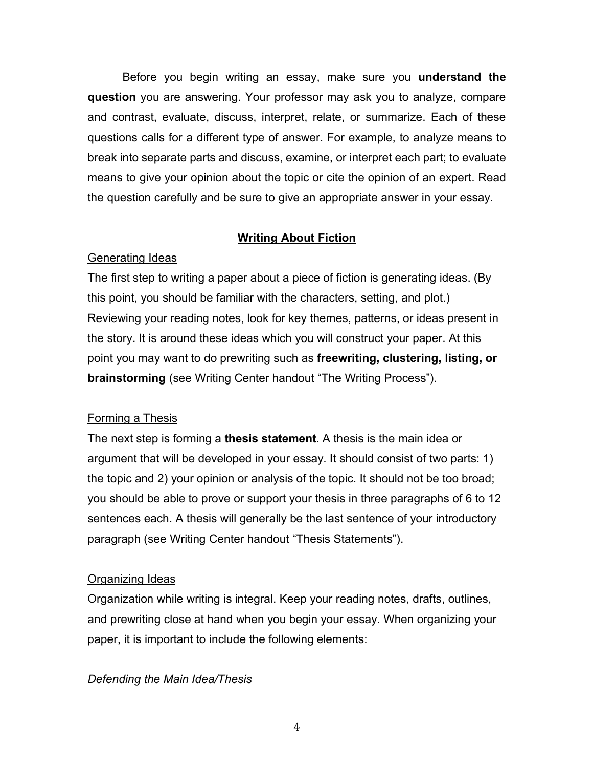Before you begin writing an essay, make sure you **understand the question** you are answering. Your professor may ask you to analyze, compare and contrast, evaluate, discuss, interpret, relate, or summarize. Each of these questions calls for a different type of answer. For example, to analyze means to break into separate parts and discuss, examine, or interpret each part; to evaluate means to give your opinion about the topic or cite the opinion of an expert. Read the question carefully and be sure to give an appropriate answer in your essay.

## Writing About Fiction

### Generating Ideas

The first step to writing a paper about a piece of fiction is generating ideas. (By this point, you should be familiar with the characters, setting, and plot.) Reviewing your reading notes, look for key themes, patterns, or ideas present in the story. It is around these ideas which you will construct your paper. At this point you may want to do prewriting such as **freewriting, clustering, listing, or brainstorming** (see Writing Center handout "The Writing Process").

### Forming a Thesis

The next step is forming a **thesis statement**. A thesis is the main idea or argument that will be developed in your essay. It should consist of two parts: 1) the topic and 2) your opinion or analysis of the topic. It should not be too broad; you should be able to prove or support your thesis in three paragraphs of 6 to 12 sentences each. A thesis will generally be the last sentence of your introductory paragraph (see Writing Center handout "Thesis Statements").

### Organizing Ideas

Organization while writing is integral. Keep your reading notes, drafts, outlines, and prewriting close at hand when you begin your essay. When organizing your paper, it is important to include the following elements:

*Defending the Main Idea/Thesis*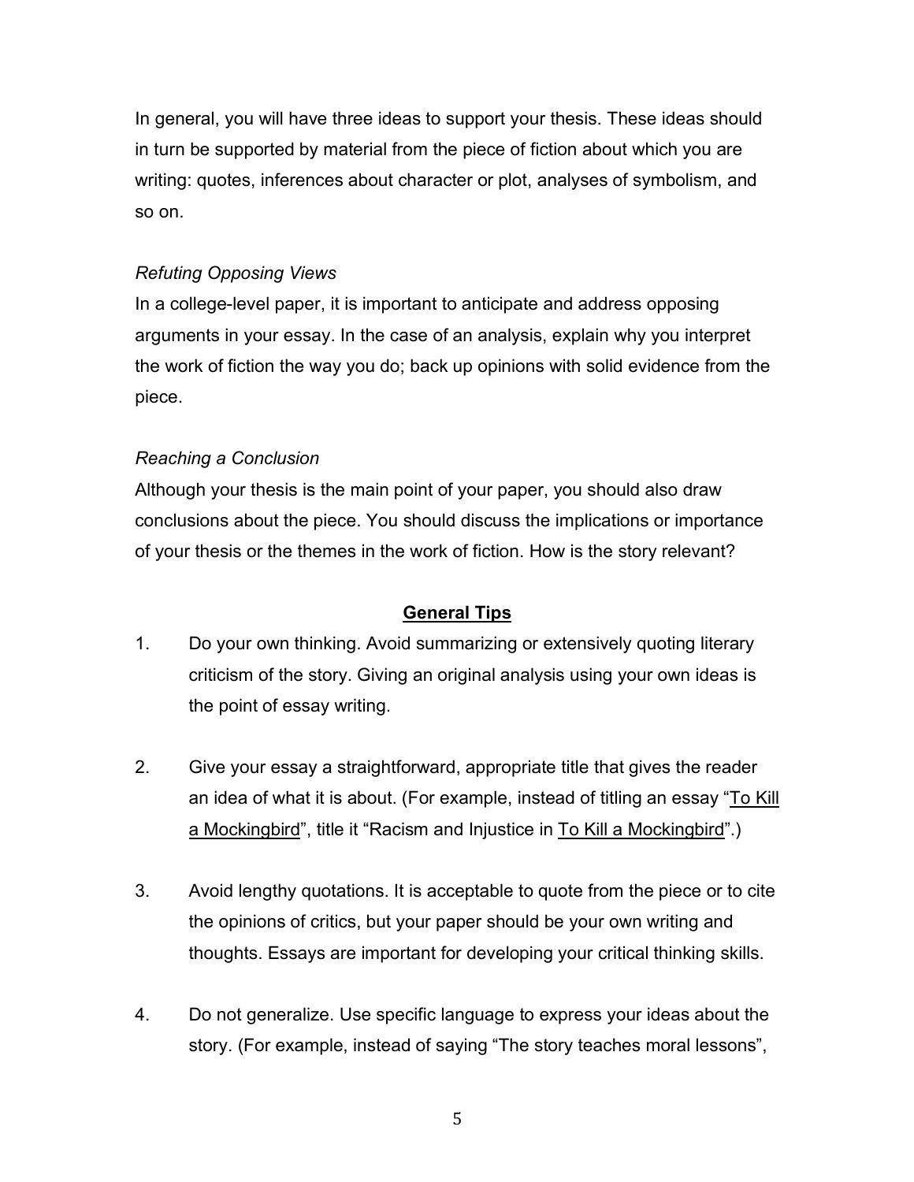In general, you will have three ideas to support your thesis. These ideas should in turn be supported by material from the piece of fiction about which you are writing: quotes, inferences about character or plot, analyses of symbolism, and so on.

*Refuting Opposing Views*

In a college-level paper, it is important to anticipate and address opposing arguments in your essay. In the case of an analysis, explain why you interpret the work of fiction the way you do; back up opinions with solid evidence from the piece.

*Reaching a Conclusion*

Although your thesis is the main point of your paper, you should also draw conclusions about the piece. You should discuss the implications or importance of your thesis or the themes in the work of fiction. How is the story relevant?

## General Tips

1. Do your own thinking. Avoid summarizing or extensively quoting literary criticism of the story. Giving an original analysis using your own ideas is the point of essay writing.

2. Give your essay a straightforward, appropriate title that gives the reader an idea of what it is about. (For example, instead of titling an essay "To Kill a Mockingbird", title it "Racism and Injustice in To Kill a Mockingbird".)

3. Avoid lengthy quotations. It is acceptable to quote from the piece or to cite the opinions of critics, but your paper should be your own writing and thoughts. Essays are important for developing your critical thinking skills.

4. Do not generalize. Use specific language to express your ideas about the story. (For example, instead of saying "The story teaches moral lessons",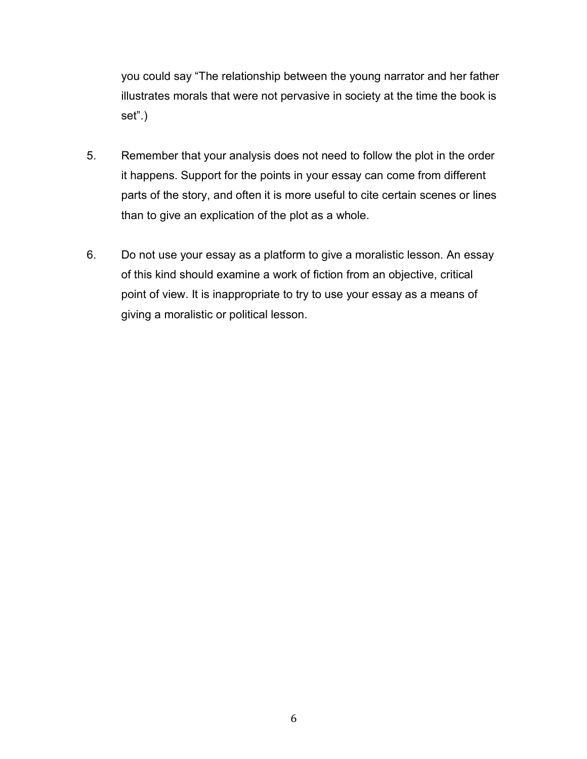you could say “The relationship between the young narrator and her father illustrates morals that were not pervasive in society at the time the book is set”.)

5. Remember that your analysis does not need to follow the plot in the order it happens. Support for the points in your essay can come from different parts of the story, and often it is more useful to cite certain scenes or lines than to give an explication of the plot as a whole.

6. Do not use your essay as a platform to give a moralistic lesson. An essay of this kind should examine a work of fiction from an objective, critical point of view. It is inappropriate to try to use your essay as a means of giving a moralistic or political lesson.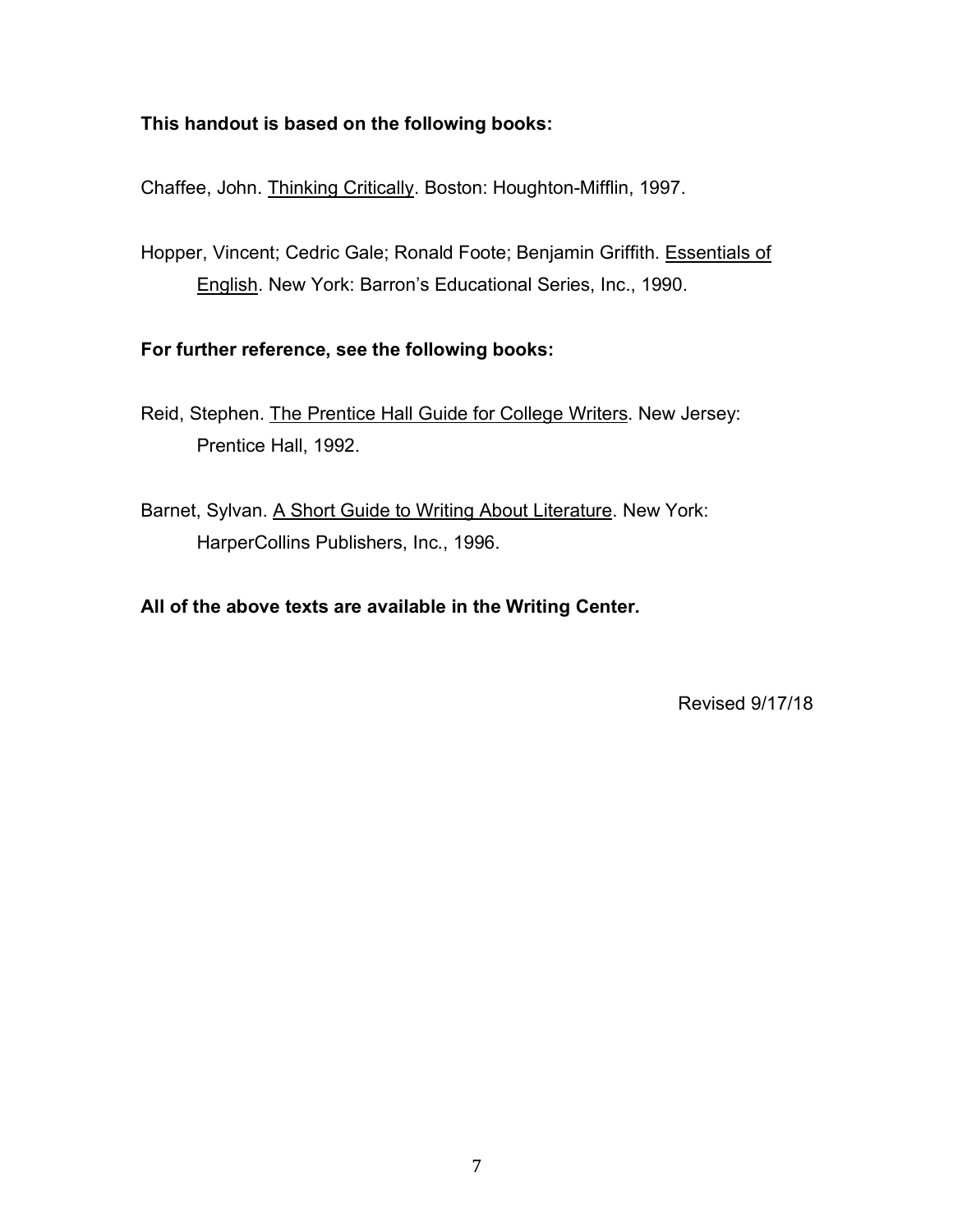**This handout is based on the following books:**

Chaffee, John. Thinking Critically. Boston: Houghton-Mifflin, 1997.

Hopper, Vincent; Cedric Gale; Ronald Foote; Benjamin Griffith. Essentials of English. New York: Barron's Educational Series, Inc., 1990.

**For further reference, see the following books:**

Reid, Stephen. The Prentice Hall Guide for College Writers. New Jersey: Prentice Hall, 1992.

Barnet, Sylvan. A Short Guide to Writing About Literature. New York: HarperCollins Publishers, Inc., 1996.

**All of the above texts are available in the Writing Center.**

Revised 9/17/18